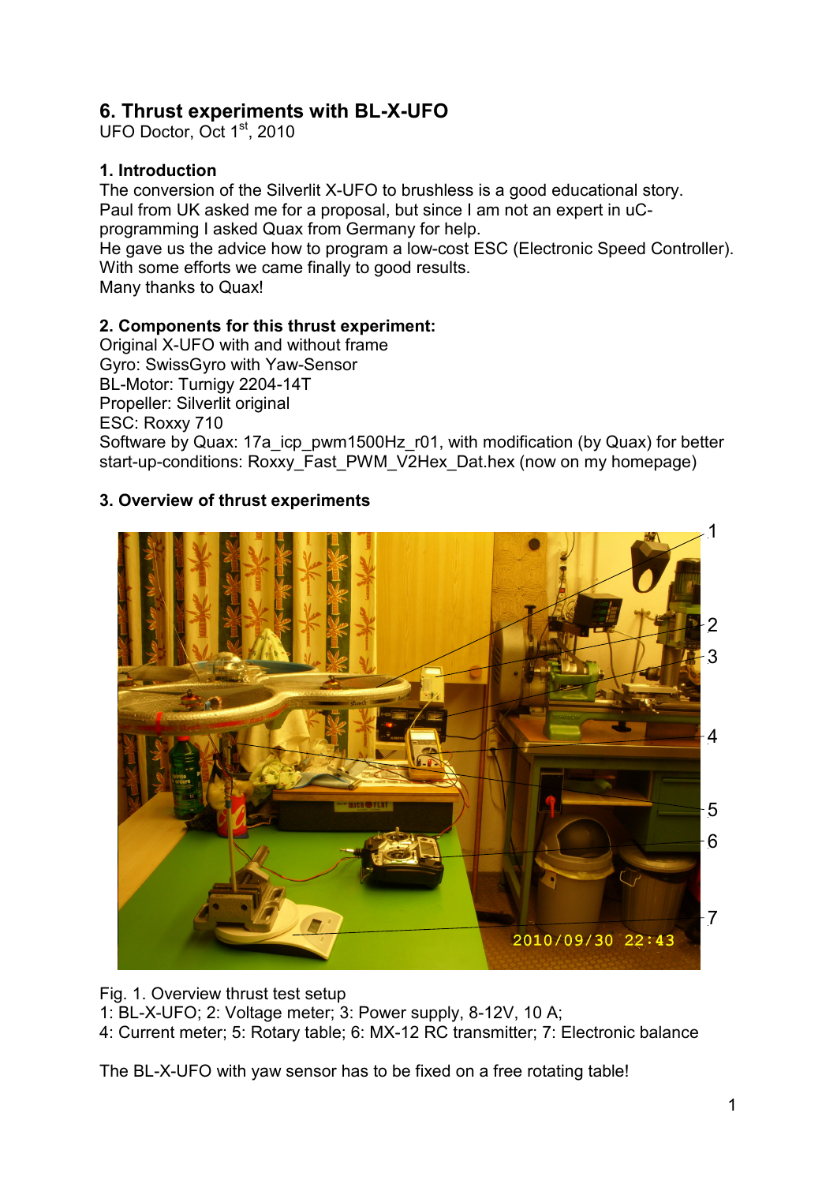# 6. Thrust experiments with BL-X-UFO

UFO Doctor, Oct 1st, 2010

## 1. Introduction

The conversion of the Silverlit X-UFO to brushless is a good educational story.
Paul from UK asked me for a proposal, but since I am not an expert in uC-programming I asked Quax from Germany for help.
He gave us the advice how to program a low-cost ESC (Electronic Speed Controller).
With some efforts we came finally to good results.
Many thanks to Quax!

## 2. Components for this thrust experiment:

Original X-UFO with and without frame
Gyro: SwissGyro with Yaw-Sensor
BL-Motor: Turnigy 2204-14T
Propeller: Silverlit original
ESC: Roxxy 710
Software by Quax: 17a_icp_pwm1500Hz_r01, with modification (by Quax) for better start-up-conditions: Roxxy_Fast_PWM_V2Hex_Dat.hex (now on my homepage)

## 3. Overview of thrust experiments

Fig. 1. Overview thrust test setup
1: BL-X-UFO; 2: Voltage meter; 3: Power supply, 8-12V, 10 A;
4: Current meter; 5: Rotary table; 6: MX-12 RC transmitter; 7: Electronic balance

The BL-X-UFO with yaw sensor has to be fixed on a free rotating table!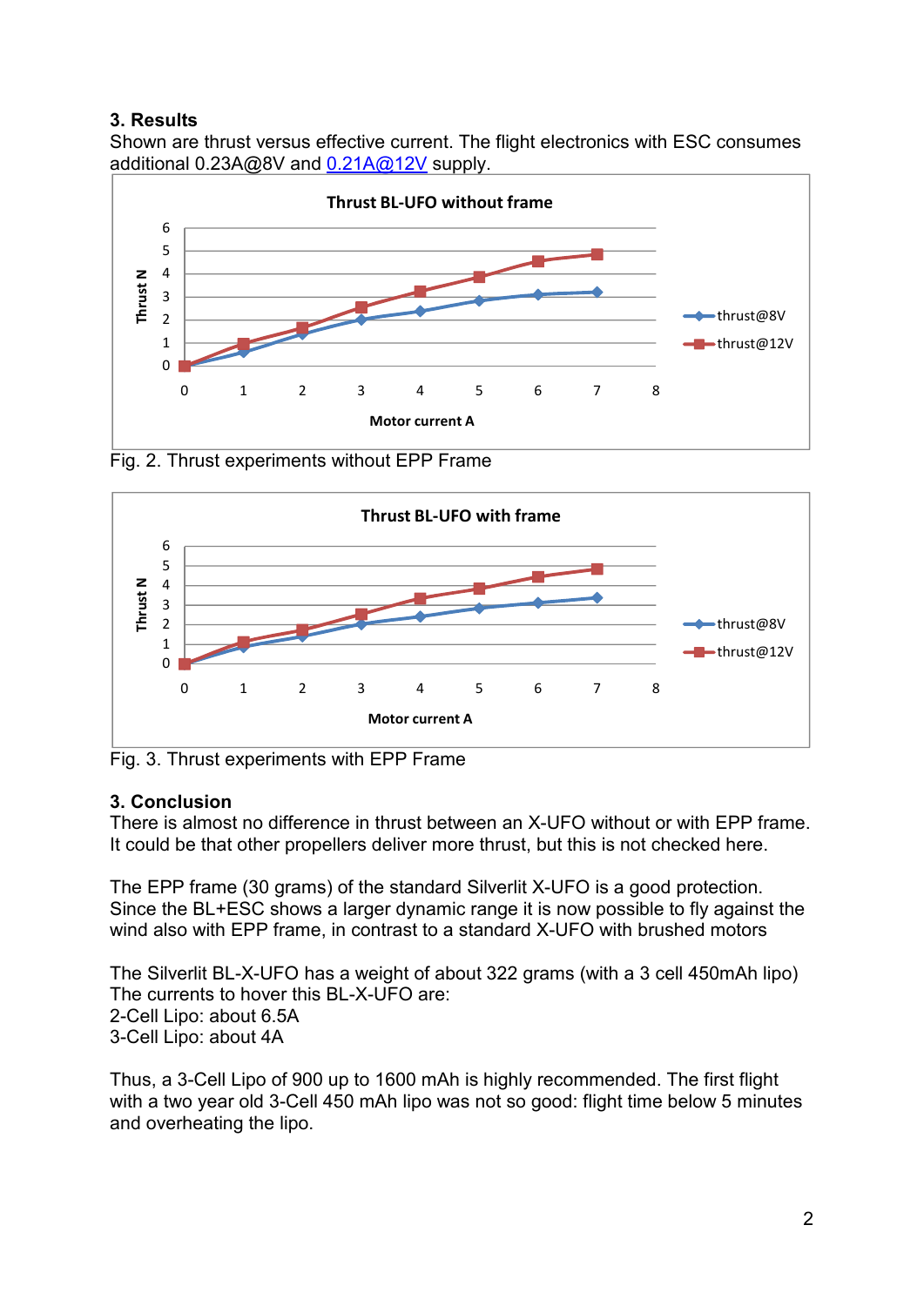### 3. Results

Shown are thrust versus effective current. The flight electronics with ESC consumes additional 0.23A@8V and 0.21A@12V supply.

Thrust BL-UFO without frame

Thrust N

6
5
4
3
2
1
0

0 1 2 3 4 5 6 7 8

Motor current A

thrust@8V
thrust@12V

Fig. 2. Thrust experiments without EPP Frame

Thrust BL-UFO with frame

Thrust N

6
5
4
3
2
1
0

0 1 2 3 4 5 6 7 8

Motor current A

thrust@8V
thrust@12V

Fig. 3. Thrust experiments with EPP Frame

### 3. Conclusion

There is almost no difference in thrust between an X-UFO without or with EPP frame. It could be that other propellers deliver more thrust, but this is not checked here.

The EPP frame (30 grams) of the standard Silverlit X-UFO is a good protection. Since the BL+ESC shows a larger dynamic range it is now possible to fly against the wind also with EPP frame, in contrast to a standard X-UFO with brushed motors

The Silverlit BL-X-UFO has a weight of about 322 grams (with a 3 cell 450mAh lipo)
The currents to hover this BL-X-UFO are:
2-Cell Lipo: about 6.5A
3-Cell Lipo: about 4A

Thus, a 3-Cell Lipo of 900 up to 1600 mAh is highly recommended. The first flight with a two year old 3-Cell 450 mAh lipo was not so good: flight time below 5 minutes and overheating the lipo.